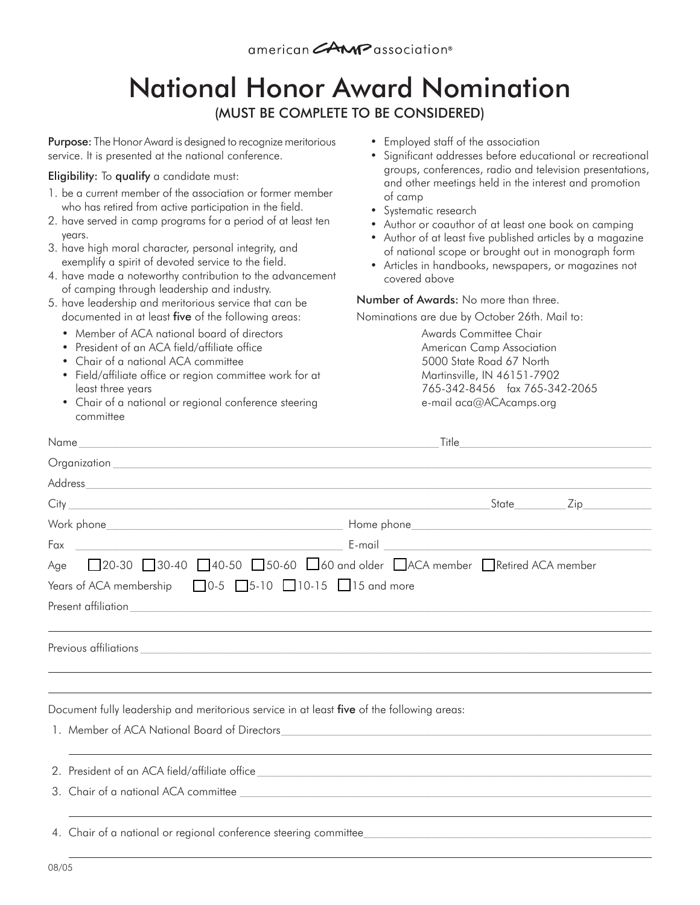american CAMP association®

# National Honor Award Nomination

(MUST BE COMPLETE TO BE CONSIDERED)

**Purpose:** The Honor Award is designed to recognize meritorious service. It is presented at the national conference.

**Eligibility:** To **qualify** a candidate must:

1. be a current member of the association or former member who has retired from active participation in the field.
2. have served in camp programs for a period of at least ten years.
3. have high moral character, personal integrity, and exemplify a spirit of devoted service to the field.
4. have made a noteworthy contribution to the advancement of camping through leadership and industry.
5. have leadership and meritorious service that can be documented in at least **five** of the following areas:
   - Member of ACA national board of directors
   - President of an ACA field/affiliate office
   - Chair of a national ACA committee
   - Field/affiliate office or region committee work for at least three years
   - Chair of a national or regional conference steering committee
   - Employed staff of the association
   - Significant addresses before educational or recreational groups, conferences, radio and television presentations, and other meetings held in the interest and promotion of camp
   - Systematic research
   - Author or coauthor of at least one book on camping
   - Author of at least five published articles by a magazine of national scope or brought out in monograph form
   - Articles in handbooks, newspapers, or magazines not covered above

**Number of Awards:** No more than three.

Nominations are due by October 26th. Mail to:

Awards Committee Chair
American Camp Association
5000 State Road 67 North
Martinsville, IN 46151-7902
765-342-8456 fax 765-342-2065
e-mail aca@ACAcamps.org

Name ______________________ Title ______________________

Organization ______________________

Address ______________________

City ______________________ State ________ Zip ________

Work phone ______________________ Home phone ______________________

Fax ______________________ E-mail ______________________

Age ☐ 20-30 ☐ 30-40 ☐ 40-50 ☐ 50-60 ☐ 60 and older ☐ ACA member ☐ Retired ACA member

Years of ACA membership ☐ 0-5 ☐ 5-10 ☐ 10-15 ☐ 15 and more

Present affiliation ______________________

Previous affiliations ______________________

Document fully leadership and meritorious service in at least **five** of the following areas:

1. Member of ACA National Board of Directors ______________________
2. President of an ACA field/affiliate office ______________________
3. Chair of a national ACA committee ______________________
4. Chair of a national or regional conference steering committee ______________________

08/05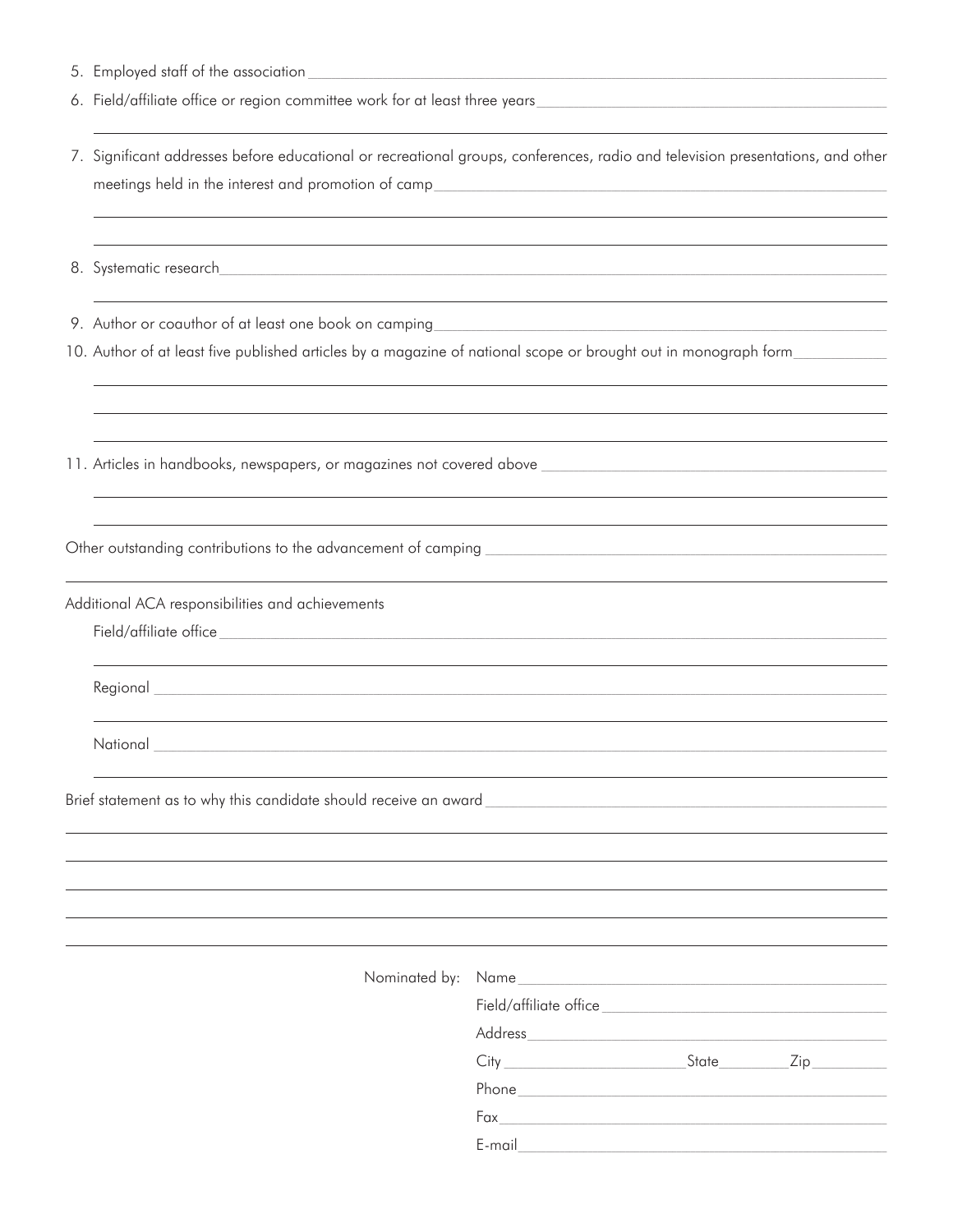5. Employed staff of the association
6. Field/affiliate office or region committee work for at least three years
7. Significant addresses before educational or recreational groups, conferences, radio and television presentations, and other meetings held in the interest and promotion of camp
8. Systematic research
9. Author or coauthor of at least one book on camping
10. Author of at least five published articles by a magazine of national scope or brought out in monograph form
11. Articles in handbooks, newspapers, or magazines not covered above

Other outstanding contributions to the advancement of camping

Additional ACA responsibilities and achievements

Field/affiliate office

Regional

National

Brief statement as to why this candidate should receive an award

Nominated by: Name

Field/affiliate office

Address

City State Zip

Phone

Fax

E-mail